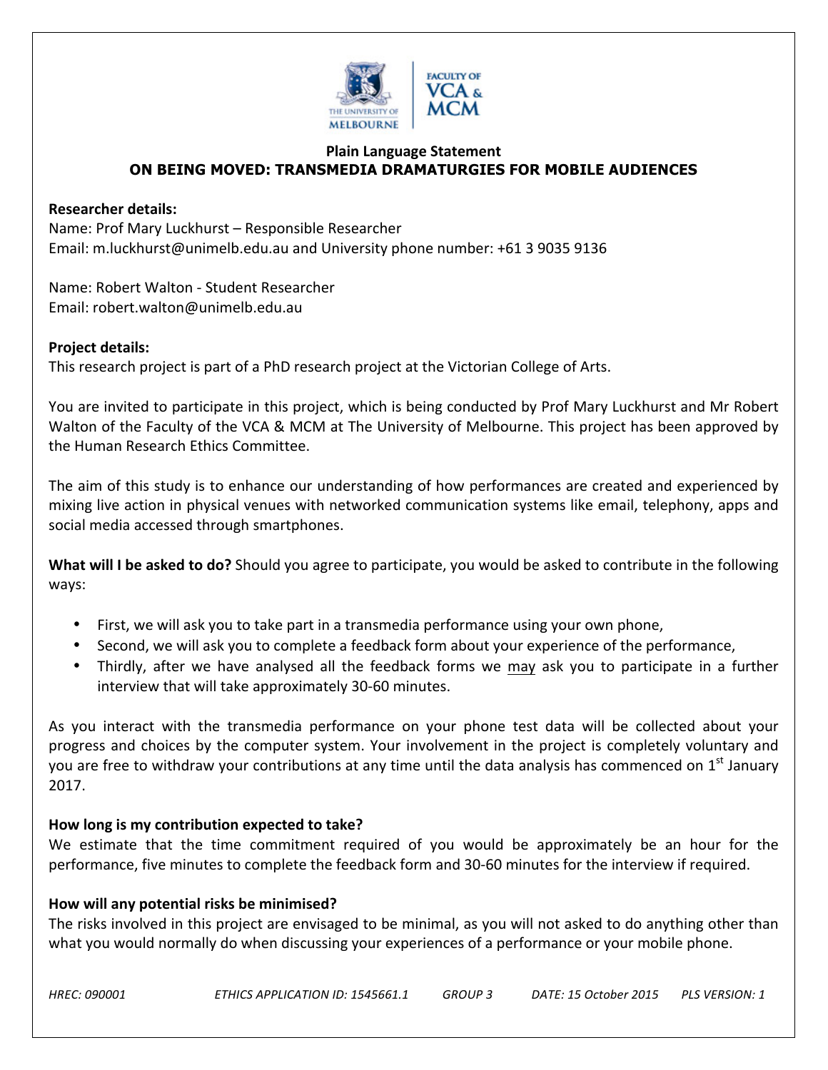**Plain Language Statement**

**ON BEING MOVED: TRANSMEDIA DRAMATURGIES FOR MOBILE AUDIENCES**

**Researcher details:**
Name: Prof Mary Luckhurst – Responsible Researcher
Email: m.luckhurst@unimelb.edu.au and University phone number: +61 3 9035 9136

Name: Robert Walton - Student Researcher
Email: robert.walton@unimelb.edu.au

**Project details:**
This research project is part of a PhD research project at the Victorian College of Arts.

You are invited to participate in this project, which is being conducted by Prof Mary Luckhurst and Mr Robert Walton of the Faculty of the VCA & MCM at The University of Melbourne. This project has been approved by the Human Research Ethics Committee.

The aim of this study is to enhance our understanding of how performances are created and experienced by mixing live action in physical venues with networked communication systems like email, telephony, apps and social media accessed through smartphones.

**What will I be asked to do?** Should you agree to participate, you would be asked to contribute in the following ways:

- First, we will ask you to take part in a transmedia performance using your own phone,
- Second, we will ask you to complete a feedback form about your experience of the performance,
- Thirdly, after we have analysed all the feedback forms we <u>may</u> ask you to participate in a further interview that will take approximately 30-60 minutes.

As you interact with the transmedia performance on your phone test data will be collected about your progress and choices by the computer system. Your involvement in the project is completely voluntary and you are free to withdraw your contributions at any time until the data analysis has commenced on 1st January 2017.

**How long is my contribution expected to take?**
We estimate that the time commitment required of you would be approximately be an hour for the performance, five minutes to complete the feedback form and 30-60 minutes for the interview if required.

**How will any potential risks be minimised?**
The risks involved in this project are envisaged to be minimal, as you will not asked to do anything other than what you would normally do when discussing your experiences of a performance or your mobile phone.

*HREC: 090001 ETHICS APPLICATION ID: 1545661.1 GROUP 3 DATE: 15 October 2015 PLS VERSION: 1*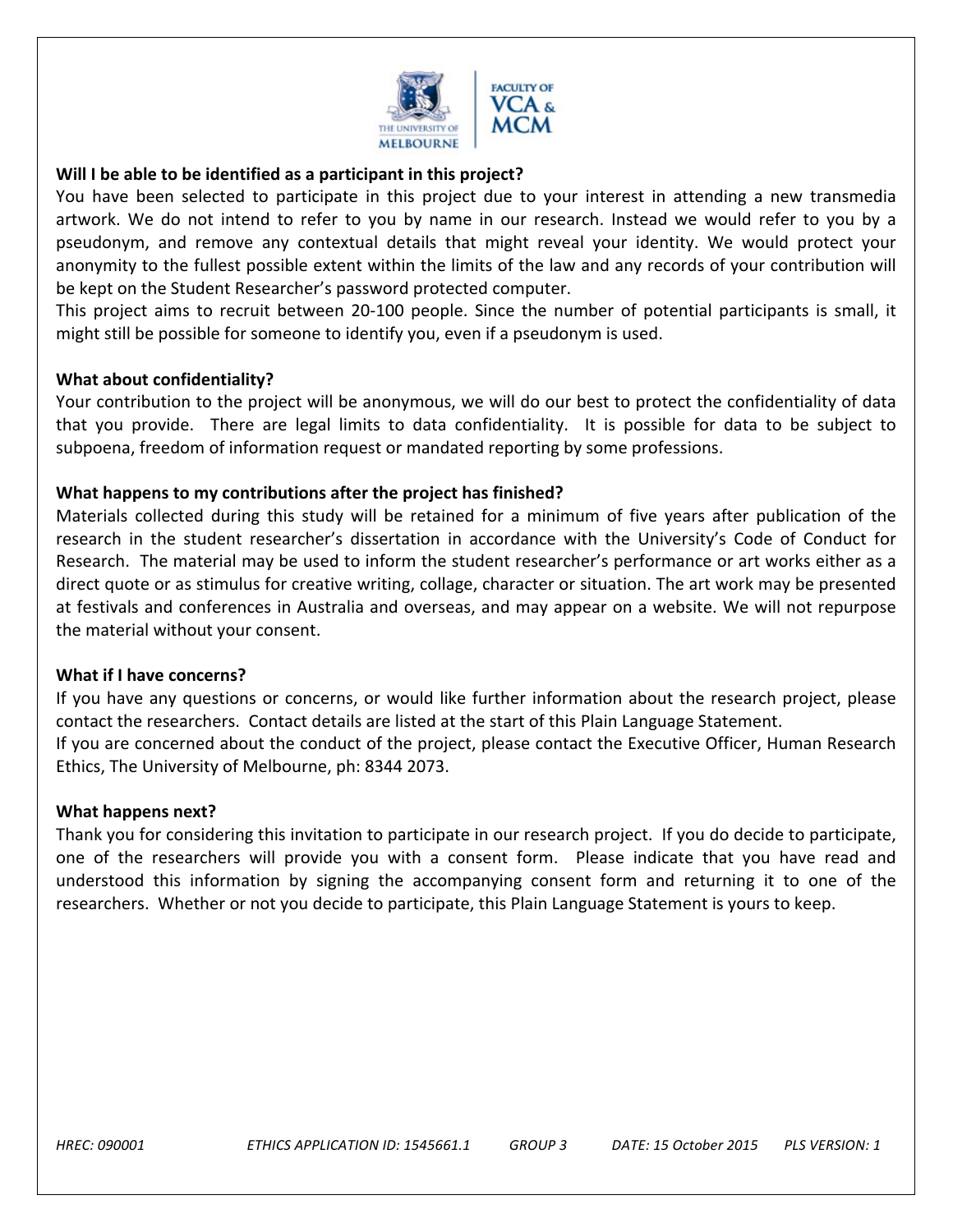**Will I be able to be identified as a participant in this project?**

You have been selected to participate in this project due to your interest in attending a new transmedia artwork. We do not intend to refer to you by name in our research. Instead we would refer to you by a pseudonym, and remove any contextual details that might reveal your identity. We would protect your anonymity to the fullest possible extent within the limits of the law and any records of your contribution will be kept on the Student Researcher's password protected computer.

This project aims to recruit between 20-100 people. Since the number of potential participants is small, it might still be possible for someone to identify you, even if a pseudonym is used.

**What about confidentiality?**

Your contribution to the project will be anonymous, we will do our best to protect the confidentiality of data that you provide. There are legal limits to data confidentiality. It is possible for data to be subject to subpoena, freedom of information request or mandated reporting by some professions.

**What happens to my contributions after the project has finished?**

Materials collected during this study will be retained for a minimum of five years after publication of the research in the student researcher's dissertation in accordance with the University's Code of Conduct for Research. The material may be used to inform the student researcher's performance or art works either as a direct quote or as stimulus for creative writing, collage, character or situation. The art work may be presented at festivals and conferences in Australia and overseas, and may appear on a website. We will not repurpose the material without your consent.

**What if I have concerns?**

If you have any questions or concerns, or would like further information about the research project, please contact the researchers. Contact details are listed at the start of this Plain Language Statement.

If you are concerned about the conduct of the project, please contact the Executive Officer, Human Research Ethics, The University of Melbourne, ph: 8344 2073.

**What happens next?**

Thank you for considering this invitation to participate in our research project. If you do decide to participate, one of the researchers will provide you with a consent form. Please indicate that you have read and understood this information by signing the accompanying consent form and returning it to one of the researchers. Whether or not you decide to participate, this Plain Language Statement is yours to keep.